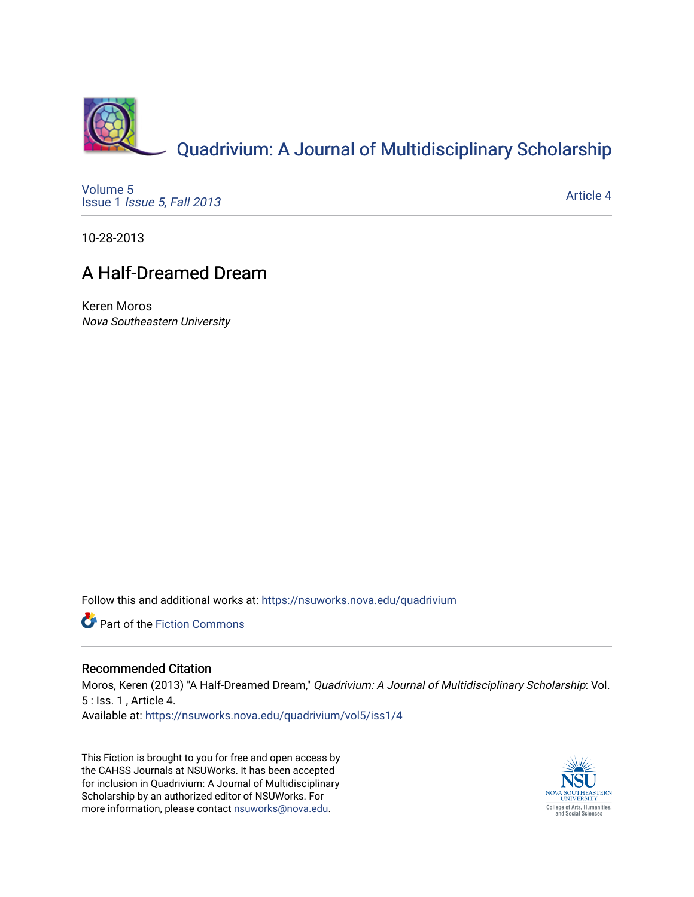# Quadrivium: A Journal of Multidisciplinary Scholarship

Volume 5
Issue 1 *Issue 5, Fall 2013*

Article 4

10-28-2013

## A Half-Dreamed Dream

Keren Moros
*Nova Southeastern University*

Follow this and additional works at: https://nsuworks.nova.edu/quadrivium

Part of the Fiction Commons

### Recommended Citation

Moros, Keren (2013) "A Half-Dreamed Dream," *Quadrivium: A Journal of Multidisciplinary Scholarship*: Vol. 5 : Iss. 1 , Article 4.
Available at: https://nsuworks.nova.edu/quadrivium/vol5/iss1/4

This Fiction is brought to you for free and open access by the CAHSS Journals at NSUWorks. It has been accepted for inclusion in Quadrivium: A Journal of Multidisciplinary Scholarship by an authorized editor of NSUWorks. For more information, please contact nsuworks@nova.edu.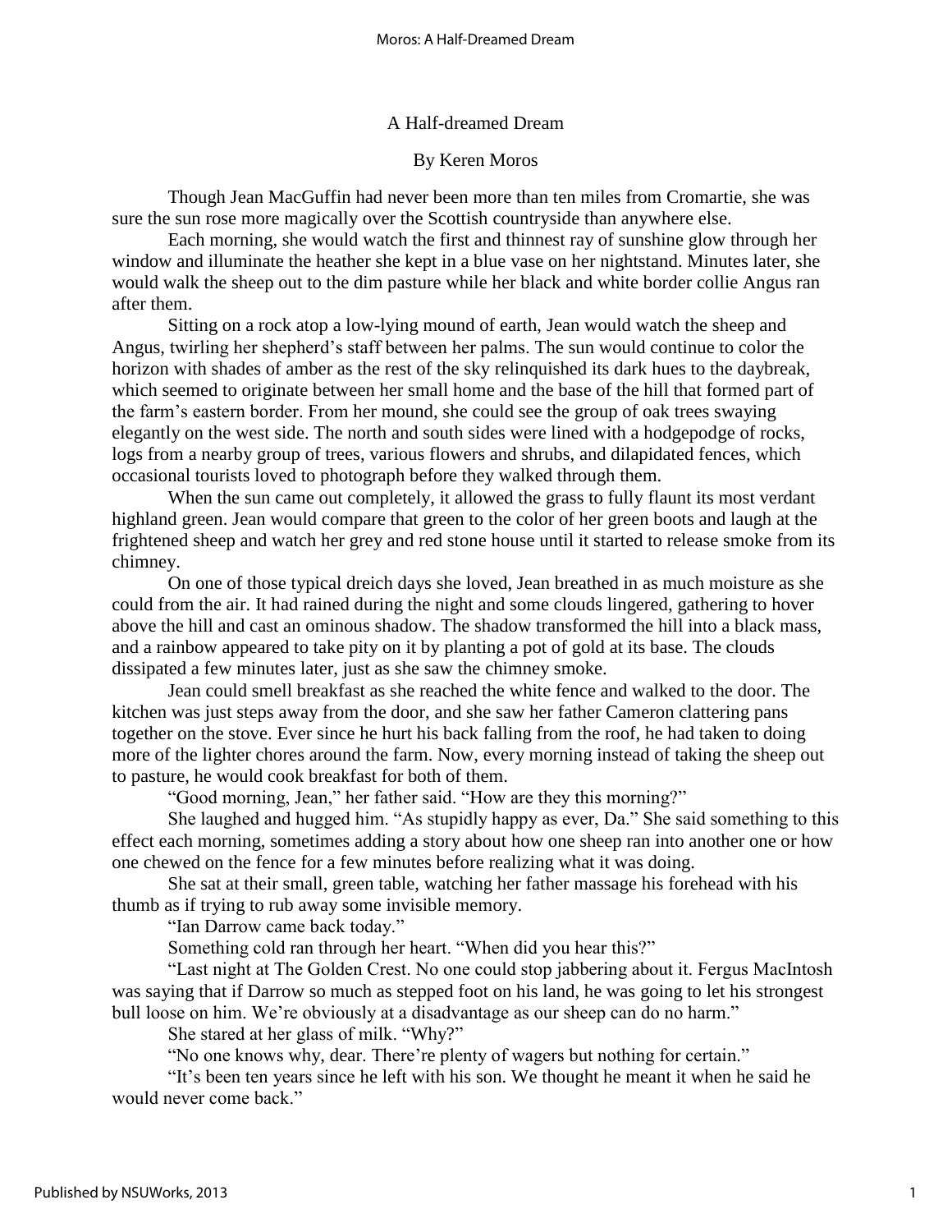# A Half-dreamed Dream

By Keren Moros

Though Jean MacGuffin had never been more than ten miles from Cromartie, she was sure the sun rose more magically over the Scottish countryside than anywhere else.

Each morning, she would watch the first and thinnest ray of sunshine glow through her window and illuminate the heather she kept in a blue vase on her nightstand. Minutes later, she would walk the sheep out to the dim pasture while her black and white border collie Angus ran after them.

Sitting on a rock atop a low-lying mound of earth, Jean would watch the sheep and Angus, twirling her shepherd's staff between her palms. The sun would continue to color the horizon with shades of amber as the rest of the sky relinquished its dark hues to the daybreak, which seemed to originate between her small home and the base of the hill that formed part of the farm's eastern border. From her mound, she could see the group of oak trees swaying elegantly on the west side. The north and south sides were lined with a hodgepodge of rocks, logs from a nearby group of trees, various flowers and shrubs, and dilapidated fences, which occasional tourists loved to photograph before they walked through them.

When the sun came out completely, it allowed the grass to fully flaunt its most verdant highland green. Jean would compare that green to the color of her green boots and laugh at the frightened sheep and watch her grey and red stone house until it started to release smoke from its chimney.

On one of those typical dreich days she loved, Jean breathed in as much moisture as she could from the air. It had rained during the night and some clouds lingered, gathering to hover above the hill and cast an ominous shadow. The shadow transformed the hill into a black mass, and a rainbow appeared to take pity on it by planting a pot of gold at its base. The clouds dissipated a few minutes later, just as she saw the chimney smoke.

Jean could smell breakfast as she reached the white fence and walked to the door. The kitchen was just steps away from the door, and she saw her father Cameron clattering pans together on the stove. Ever since he hurt his back falling from the roof, he had taken to doing more of the lighter chores around the farm. Now, every morning instead of taking the sheep out to pasture, he would cook breakfast for both of them.

"Good morning, Jean," her father said. "How are they this morning?"

She laughed and hugged him. "As stupidly happy as ever, Da." She said something to this effect each morning, sometimes adding a story about how one sheep ran into another one or how one chewed on the fence for a few minutes before realizing what it was doing.

She sat at their small, green table, watching her father massage his forehead with his thumb as if trying to rub away some invisible memory.

"Ian Darrow came back today."

Something cold ran through her heart. "When did you hear this?"

"Last night at The Golden Crest. No one could stop jabbering about it. Fergus MacIntosh was saying that if Darrow so much as stepped foot on his land, he was going to let his strongest bull loose on him. We're obviously at a disadvantage as our sheep can do no harm."

She stared at her glass of milk. "Why?"

"No one knows why, dear. There're plenty of wagers but nothing for certain."

"It's been ten years since he left with his son. We thought he meant it when he said he would never come back."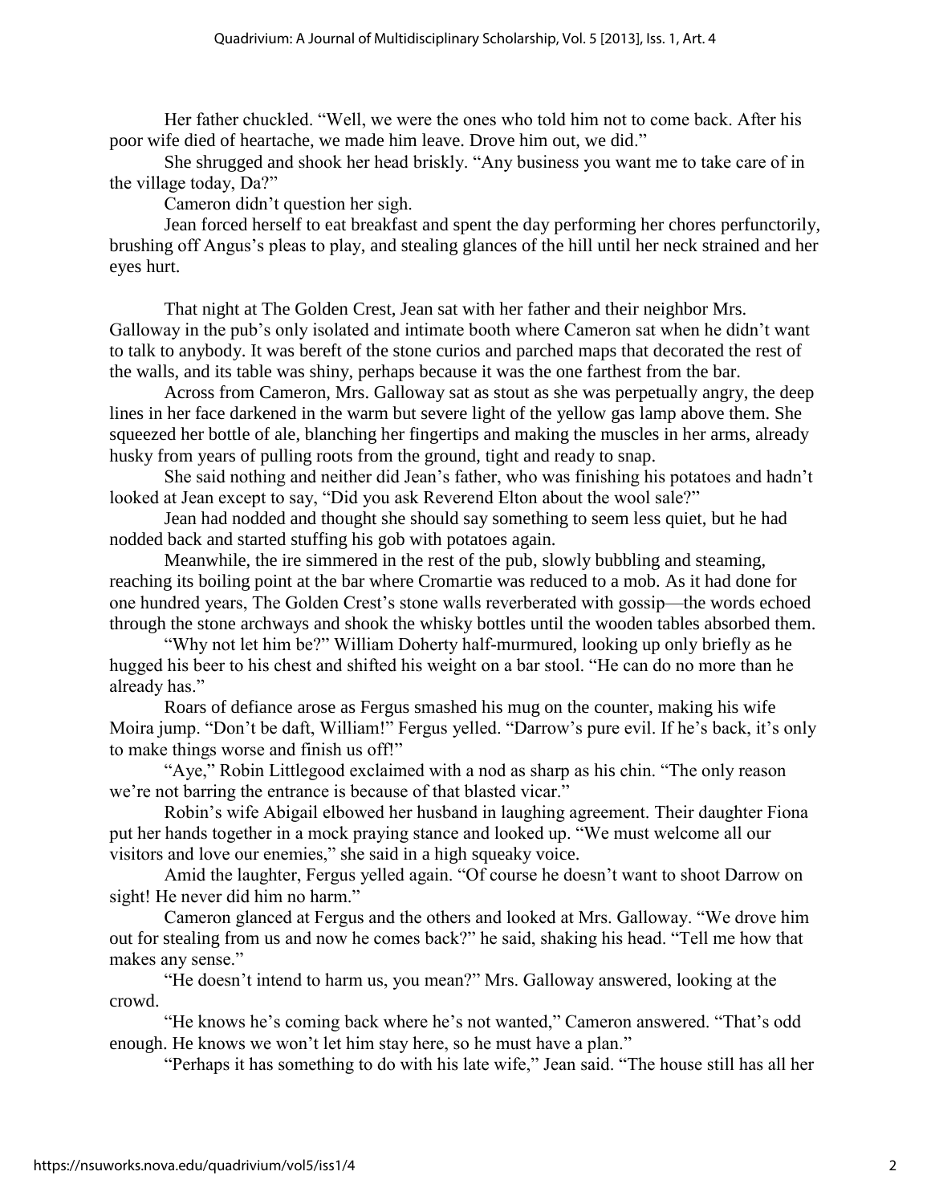Her father chuckled. "Well, we were the ones who told him not to come back. After his poor wife died of heartache, we made him leave. Drove him out, we did."

She shrugged and shook her head briskly. "Any business you want me to take care of in the village today, Da?"

Cameron didn't question her sigh.

Jean forced herself to eat breakfast and spent the day performing her chores perfunctorily, brushing off Angus's pleas to play, and stealing glances of the hill until her neck strained and her eyes hurt.

That night at The Golden Crest, Jean sat with her father and their neighbor Mrs. Galloway in the pub's only isolated and intimate booth where Cameron sat when he didn't want to talk to anybody. It was bereft of the stone curios and parched maps that decorated the rest of the walls, and its table was shiny, perhaps because it was the one farthest from the bar.

Across from Cameron, Mrs. Galloway sat as stout as she was perpetually angry, the deep lines in her face darkened in the warm but severe light of the yellow gas lamp above them. She squeezed her bottle of ale, blanching her fingertips and making the muscles in her arms, already husky from years of pulling roots from the ground, tight and ready to snap.

She said nothing and neither did Jean's father, who was finishing his potatoes and hadn't looked at Jean except to say, "Did you ask Reverend Elton about the wool sale?"

Jean had nodded and thought she should say something to seem less quiet, but he had nodded back and started stuffing his gob with potatoes again.

Meanwhile, the ire simmered in the rest of the pub, slowly bubbling and steaming, reaching its boiling point at the bar where Cromartie was reduced to a mob. As it had done for one hundred years, The Golden Crest's stone walls reverberated with gossip—the words echoed through the stone archways and shook the whisky bottles until the wooden tables absorbed them.

"Why not let him be?" William Doherty half-murmured, looking up only briefly as he hugged his beer to his chest and shifted his weight on a bar stool. "He can do no more than he already has."

Roars of defiance arose as Fergus smashed his mug on the counter, making his wife Moira jump. "Don't be daft, William!" Fergus yelled. "Darrow's pure evil. If he's back, it's only to make things worse and finish us off!"

"Aye," Robin Littlegood exclaimed with a nod as sharp as his chin. "The only reason we're not barring the entrance is because of that blasted vicar."

Robin's wife Abigail elbowed her husband in laughing agreement. Their daughter Fiona put her hands together in a mock praying stance and looked up. "We must welcome all our visitors and love our enemies," she said in a high squeaky voice.

Amid the laughter, Fergus yelled again. "Of course he doesn't want to shoot Darrow on sight! He never did him no harm."

Cameron glanced at Fergus and the others and looked at Mrs. Galloway. "We drove him out for stealing from us and now he comes back?" he said, shaking his head. "Tell me how that makes any sense."

"He doesn't intend to harm us, you mean?" Mrs. Galloway answered, looking at the crowd.

"He knows he's coming back where he's not wanted," Cameron answered. "That's odd enough. He knows we won't let him stay here, so he must have a plan."

"Perhaps it has something to do with his late wife," Jean said. "The house still has all her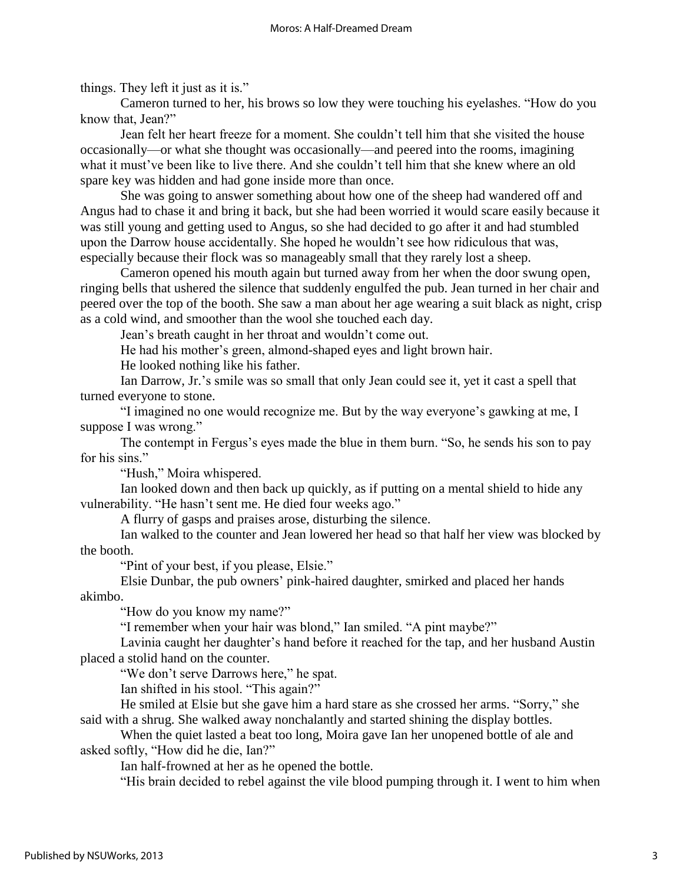things. They left it just as it is."

Cameron turned to her, his brows so low they were touching his eyelashes. "How do you know that, Jean?"

Jean felt her heart freeze for a moment. She couldn't tell him that she visited the house occasionally—or what she thought was occasionally—and peered into the rooms, imagining what it must've been like to live there. And she couldn't tell him that she knew where an old spare key was hidden and had gone inside more than once.

She was going to answer something about how one of the sheep had wandered off and Angus had to chase it and bring it back, but she had been worried it would scare easily because it was still young and getting used to Angus, so she had decided to go after it and had stumbled upon the Darrow house accidentally. She hoped he wouldn't see how ridiculous that was, especially because their flock was so manageably small that they rarely lost a sheep.

Cameron opened his mouth again but turned away from her when the door swung open, ringing bells that ushered the silence that suddenly engulfed the pub. Jean turned in her chair and peered over the top of the booth. She saw a man about her age wearing a suit black as night, crisp as a cold wind, and smoother than the wool she touched each day.

Jean's breath caught in her throat and wouldn't come out.

He had his mother's green, almond-shaped eyes and light brown hair.

He looked nothing like his father.

Ian Darrow, Jr.'s smile was so small that only Jean could see it, yet it cast a spell that turned everyone to stone.

"I imagined no one would recognize me. But by the way everyone's gawking at me, I suppose I was wrong."

The contempt in Fergus's eyes made the blue in them burn. "So, he sends his son to pay for his sins."

"Hush," Moira whispered.

Ian looked down and then back up quickly, as if putting on a mental shield to hide any vulnerability. "He hasn't sent me. He died four weeks ago."

A flurry of gasps and praises arose, disturbing the silence.

Ian walked to the counter and Jean lowered her head so that half her view was blocked by the booth.

"Pint of your best, if you please, Elsie."

Elsie Dunbar, the pub owners' pink-haired daughter, smirked and placed her hands akimbo.

"How do you know my name?"

"I remember when your hair was blond," Ian smiled. "A pint maybe?"

Lavinia caught her daughter's hand before it reached for the tap, and her husband Austin placed a stolid hand on the counter.

"We don't serve Darrows here," he spat.

Ian shifted in his stool. "This again?"

He smiled at Elsie but she gave him a hard stare as she crossed her arms. "Sorry," she said with a shrug. She walked away nonchalantly and started shining the display bottles.

When the quiet lasted a beat too long, Moira gave Ian her unopened bottle of ale and asked softly, "How did he die, Ian?"

Ian half-frowned at her as he opened the bottle.

"His brain decided to rebel against the vile blood pumping through it. I went to him when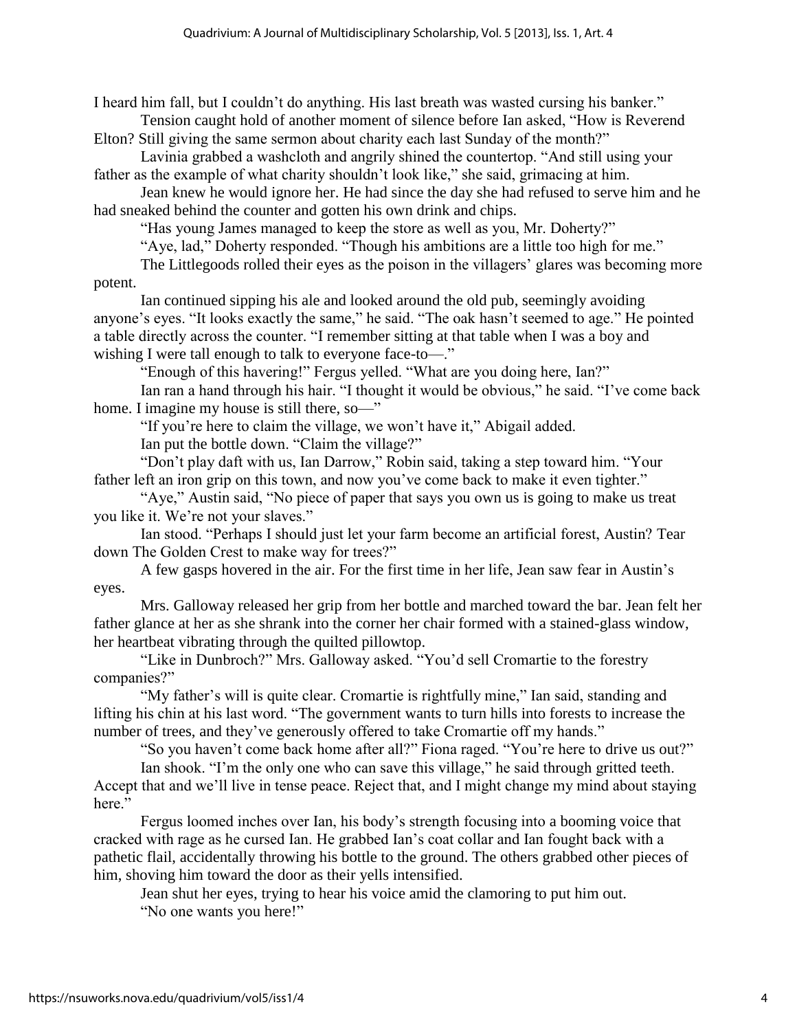I heard him fall, but I couldn't do anything. His last breath was wasted cursing his banker."

Tension caught hold of another moment of silence before Ian asked, "How is Reverend Elton? Still giving the same sermon about charity each last Sunday of the month?"

Lavinia grabbed a washcloth and angrily shined the countertop. "And still using your father as the example of what charity shouldn't look like," she said, grimacing at him.

Jean knew he would ignore her. He had since the day she had refused to serve him and he had sneaked behind the counter and gotten his own drink and chips.

"Has young James managed to keep the store as well as you, Mr. Doherty?"

"Aye, lad," Doherty responded. "Though his ambitions are a little too high for me."

The Littlegoods rolled their eyes as the poison in the villagers' glares was becoming more potent.

Ian continued sipping his ale and looked around the old pub, seemingly avoiding anyone's eyes. "It looks exactly the same," he said. "The oak hasn't seemed to age." He pointed a table directly across the counter. "I remember sitting at that table when I was a boy and wishing I were tall enough to talk to everyone face-to—."

"Enough of this havering!" Fergus yelled. "What are you doing here, Ian?"

Ian ran a hand through his hair. "I thought it would be obvious," he said. "I've come back home. I imagine my house is still there, so—"

"If you're here to claim the village, we won't have it," Abigail added.

Ian put the bottle down. "Claim the village?"

"Don't play daft with us, Ian Darrow," Robin said, taking a step toward him. "Your father left an iron grip on this town, and now you've come back to make it even tighter."

"Aye," Austin said, "No piece of paper that says you own us is going to make us treat you like it. We're not your slaves."

Ian stood. "Perhaps I should just let your farm become an artificial forest, Austin? Tear down The Golden Crest to make way for trees?"

A few gasps hovered in the air. For the first time in her life, Jean saw fear in Austin's eyes.

Mrs. Galloway released her grip from her bottle and marched toward the bar. Jean felt her father glance at her as she shrank into the corner her chair formed with a stained-glass window, her heartbeat vibrating through the quilted pillowtop.

"Like in Dunbroch?" Mrs. Galloway asked. "You'd sell Cromartie to the forestry companies?"

"My father's will is quite clear. Cromartie is rightfully mine," Ian said, standing and lifting his chin at his last word. "The government wants to turn hills into forests to increase the number of trees, and they've generously offered to take Cromartie off my hands."

"So you haven't come back home after all?" Fiona raged. "You're here to drive us out?"

Ian shook. "I'm the only one who can save this village," he said through gritted teeth. Accept that and we'll live in tense peace. Reject that, and I might change my mind about staying here."

Fergus loomed inches over Ian, his body's strength focusing into a booming voice that cracked with rage as he cursed Ian. He grabbed Ian's coat collar and Ian fought back with a pathetic flail, accidentally throwing his bottle to the ground. The others grabbed other pieces of him, shoving him toward the door as their yells intensified.

Jean shut her eyes, trying to hear his voice amid the clamoring to put him out.

"No one wants you here!"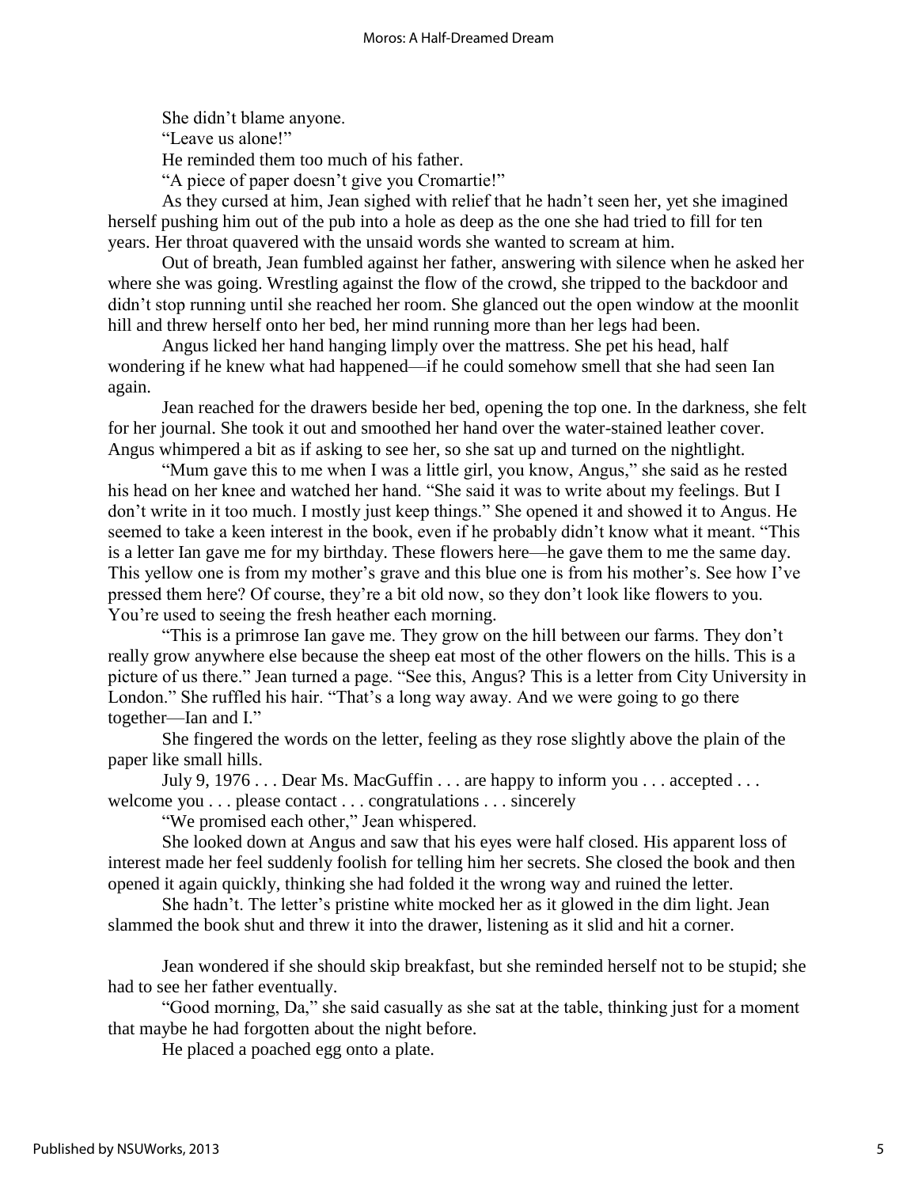She didn't blame anyone.

"Leave us alone!"

He reminded them too much of his father.

"A piece of paper doesn't give you Cromartie!"

As they cursed at him, Jean sighed with relief that he hadn't seen her, yet she imagined herself pushing him out of the pub into a hole as deep as the one she had tried to fill for ten years. Her throat quavered with the unsaid words she wanted to scream at him.

Out of breath, Jean fumbled against her father, answering with silence when he asked her where she was going. Wrestling against the flow of the crowd, she tripped to the backdoor and didn't stop running until she reached her room. She glanced out the open window at the moonlit hill and threw herself onto her bed, her mind running more than her legs had been.

Angus licked her hand hanging limply over the mattress. She pet his head, half wondering if he knew what had happened—if he could somehow smell that she had seen Ian again.

Jean reached for the drawers beside her bed, opening the top one. In the darkness, she felt for her journal. She took it out and smoothed her hand over the water-stained leather cover. Angus whimpered a bit as if asking to see her, so she sat up and turned on the nightlight.

"Mum gave this to me when I was a little girl, you know, Angus," she said as he rested his head on her knee and watched her hand. "She said it was to write about my feelings. But I don't write in it too much. I mostly just keep things." She opened it and showed it to Angus. He seemed to take a keen interest in the book, even if he probably didn't know what it meant. "This is a letter Ian gave me for my birthday. These flowers here—he gave them to me the same day. This yellow one is from my mother's grave and this blue one is from his mother's. See how I've pressed them here? Of course, they're a bit old now, so they don't look like flowers to you. You're used to seeing the fresh heather each morning.

"This is a primrose Ian gave me. They grow on the hill between our farms. They don't really grow anywhere else because the sheep eat most of the other flowers on the hills. This is a picture of us there." Jean turned a page. "See this, Angus? This is a letter from City University in London." She ruffled his hair. "That's a long way away. And we were going to go there together—Ian and I."

She fingered the words on the letter, feeling as they rose slightly above the plain of the paper like small hills.

July 9, 1976 . . . Dear Ms. MacGuffin . . . are happy to inform you . . . accepted . . . welcome you . . . please contact . . . congratulations . . . sincerely

"We promised each other," Jean whispered.

She looked down at Angus and saw that his eyes were half closed. His apparent loss of interest made her feel suddenly foolish for telling him her secrets. She closed the book and then opened it again quickly, thinking she had folded it the wrong way and ruined the letter.

She hadn't. The letter's pristine white mocked her as it glowed in the dim light. Jean slammed the book shut and threw it into the drawer, listening as it slid and hit a corner.

Jean wondered if she should skip breakfast, but she reminded herself not to be stupid; she had to see her father eventually.

"Good morning, Da," she said casually as she sat at the table, thinking just for a moment that maybe he had forgotten about the night before.

He placed a poached egg onto a plate.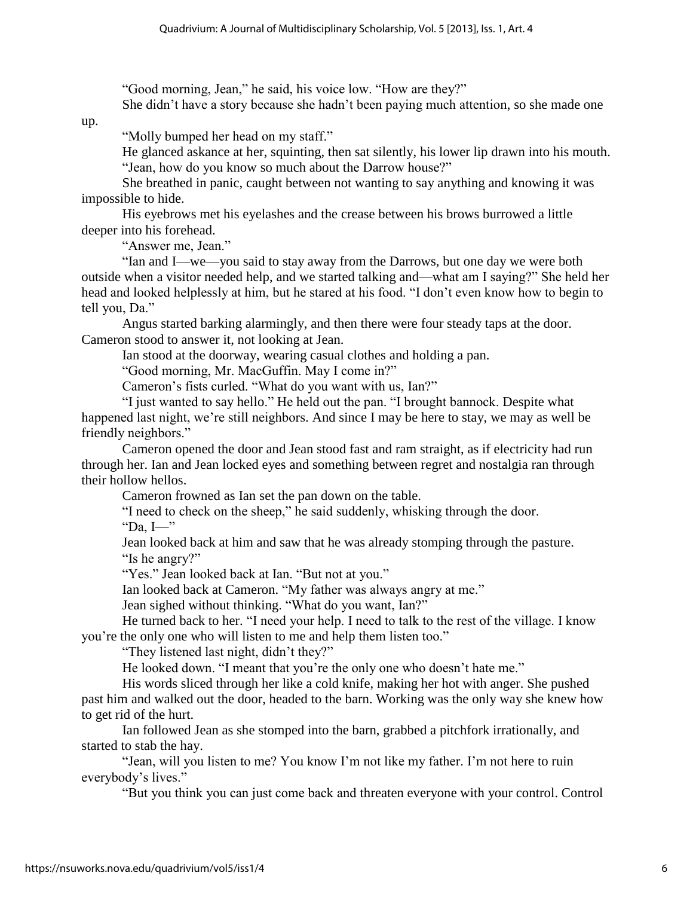"Good morning, Jean," he said, his voice low. "How are they?"

She didn't have a story because she hadn't been paying much attention, so she made one up.

"Molly bumped her head on my staff."

He glanced askance at her, squinting, then sat silently, his lower lip drawn into his mouth.

"Jean, how do you know so much about the Darrow house?"

She breathed in panic, caught between not wanting to say anything and knowing it was impossible to hide.

His eyebrows met his eyelashes and the crease between his brows burrowed a little deeper into his forehead.

"Answer me, Jean."

"Ian and I—we—you said to stay away from the Darrows, but one day we were both outside when a visitor needed help, and we started talking and—what am I saying?" She held her head and looked helplessly at him, but he stared at his food. "I don't even know how to begin to tell you, Da."

Angus started barking alarmingly, and then there were four steady taps at the door. Cameron stood to answer it, not looking at Jean.

Ian stood at the doorway, wearing casual clothes and holding a pan.

"Good morning, Mr. MacGuffin. May I come in?"

Cameron's fists curled. "What do you want with us, Ian?"

"I just wanted to say hello." He held out the pan. "I brought bannock. Despite what happened last night, we're still neighbors. And since I may be here to stay, we may as well be friendly neighbors."

Cameron opened the door and Jean stood fast and ram straight, as if electricity had run through her. Ian and Jean locked eyes and something between regret and nostalgia ran through their hollow hellos.

Cameron frowned as Ian set the pan down on the table.

"I need to check on the sheep," he said suddenly, whisking through the door.

"Da, I—"

Jean looked back at him and saw that he was already stomping through the pasture.

"Is he angry?"

"Yes." Jean looked back at Ian. "But not at you."

Ian looked back at Cameron. "My father was always angry at me."

Jean sighed without thinking. "What do you want, Ian?"

He turned back to her. "I need your help. I need to talk to the rest of the village. I know you're the only one who will listen to me and help them listen too."

"They listened last night, didn't they?"

He looked down. "I meant that you're the only one who doesn't hate me."

His words sliced through her like a cold knife, making her hot with anger. She pushed past him and walked out the door, headed to the barn. Working was the only way she knew how to get rid of the hurt.

Ian followed Jean as she stomped into the barn, grabbed a pitchfork irrationally, and started to stab the hay.

"Jean, will you listen to me? You know I'm not like my father. I'm not here to ruin everybody's lives."

"But you think you can just come back and threaten everyone with your control. Control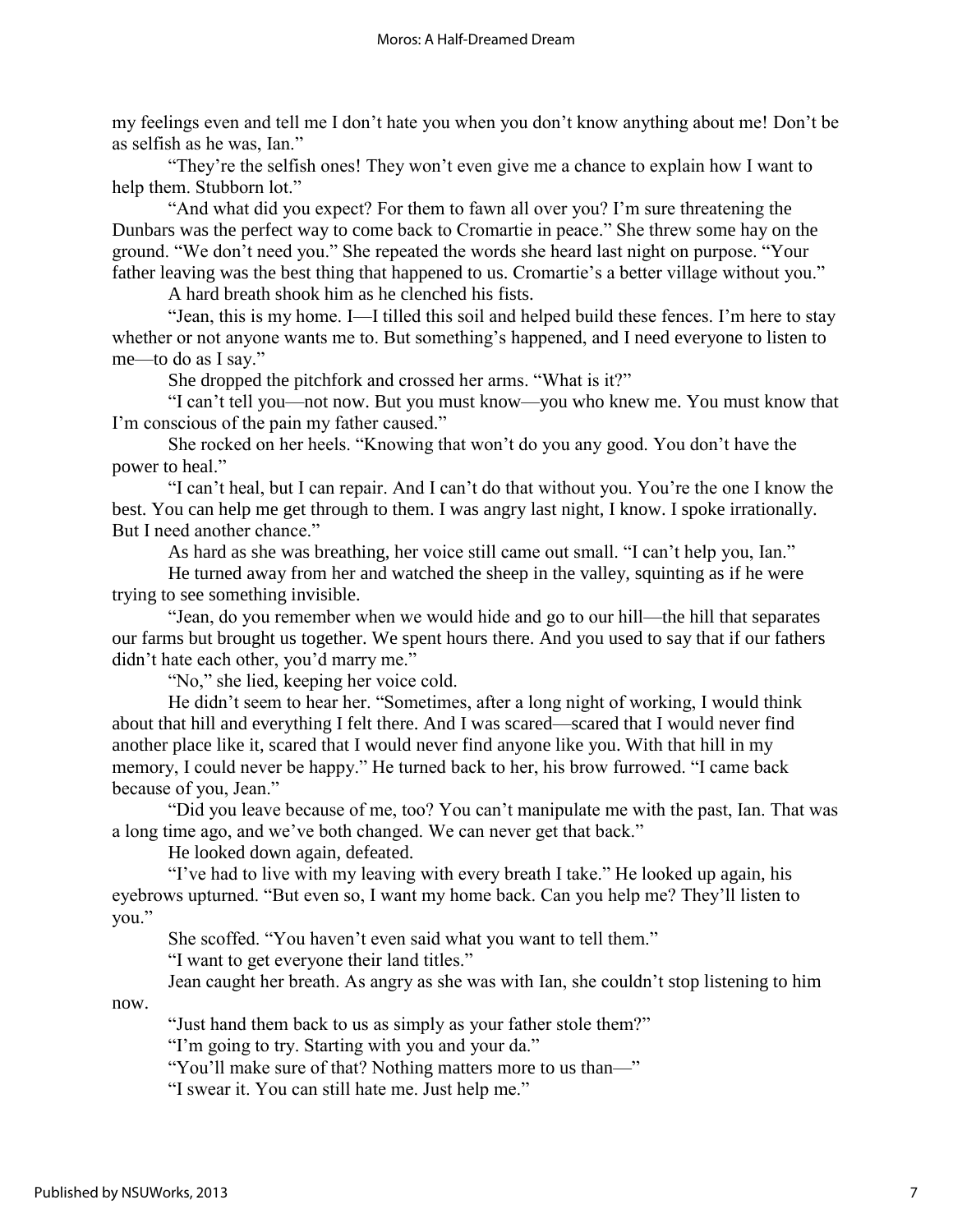my feelings even and tell me I don't hate you when you don't know anything about me! Don't be as selfish as he was, Ian."

"They're the selfish ones! They won't even give me a chance to explain how I want to help them. Stubborn lot."

"And what did you expect? For them to fawn all over you? I'm sure threatening the Dunbars was the perfect way to come back to Cromartie in peace." She threw some hay on the ground. "We don't need you." She repeated the words she heard last night on purpose. "Your father leaving was the best thing that happened to us. Cromartie's a better village without you."

A hard breath shook him as he clenched his fists.

"Jean, this is my home. I—I tilled this soil and helped build these fences. I'm here to stay whether or not anyone wants me to. But something's happened, and I need everyone to listen to me—to do as I say."

She dropped the pitchfork and crossed her arms. "What is it?"

"I can't tell you—not now. But you must know—you who knew me. You must know that I'm conscious of the pain my father caused."

She rocked on her heels. "Knowing that won't do you any good. You don't have the power to heal."

"I can't heal, but I can repair. And I can't do that without you. You're the one I know the best. You can help me get through to them. I was angry last night, I know. I spoke irrationally. But I need another chance."

As hard as she was breathing, her voice still came out small. "I can't help you, Ian."

He turned away from her and watched the sheep in the valley, squinting as if he were trying to see something invisible.

"Jean, do you remember when we would hide and go to our hill—the hill that separates our farms but brought us together. We spent hours there. And you used to say that if our fathers didn't hate each other, you'd marry me."

"No," she lied, keeping her voice cold.

He didn't seem to hear her. "Sometimes, after a long night of working, I would think about that hill and everything I felt there. And I was scared—scared that I would never find another place like it, scared that I would never find anyone like you. With that hill in my memory, I could never be happy." He turned back to her, his brow furrowed. "I came back because of you, Jean."

"Did you leave because of me, too? You can't manipulate me with the past, Ian. That was a long time ago, and we've both changed. We can never get that back."

He looked down again, defeated.

"I've had to live with my leaving with every breath I take." He looked up again, his eyebrows upturned. "But even so, I want my home back. Can you help me? They'll listen to you."

She scoffed. "You haven't even said what you want to tell them."

"I want to get everyone their land titles."

Jean caught her breath. As angry as she was with Ian, she couldn't stop listening to him now.

"Just hand them back to us as simply as your father stole them?"

"I'm going to try. Starting with you and your da."

"You'll make sure of that? Nothing matters more to us than—"

"I swear it. You can still hate me. Just help me."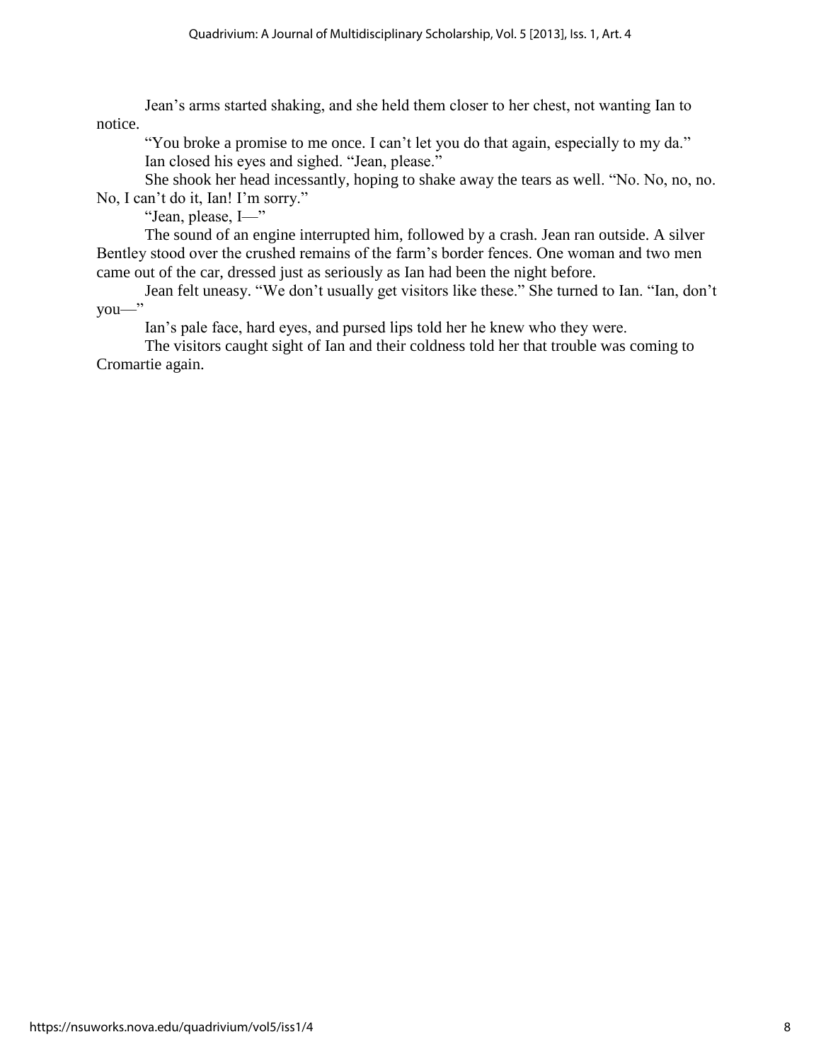Jean's arms started shaking, and she held them closer to her chest, not wanting Ian to notice.

"You broke a promise to me once. I can't let you do that again, especially to my da."

Ian closed his eyes and sighed. "Jean, please."

She shook her head incessantly, hoping to shake away the tears as well. "No. No, no, no. No, I can't do it, Ian! I'm sorry."

"Jean, please, I—"

The sound of an engine interrupted him, followed by a crash. Jean ran outside. A silver Bentley stood over the crushed remains of the farm's border fences. One woman and two men came out of the car, dressed just as seriously as Ian had been the night before.

Jean felt uneasy. "We don't usually get visitors like these." She turned to Ian. "Ian, don't you—"

Ian's pale face, hard eyes, and pursed lips told her he knew who they were.

The visitors caught sight of Ian and their coldness told her that trouble was coming to Cromartie again.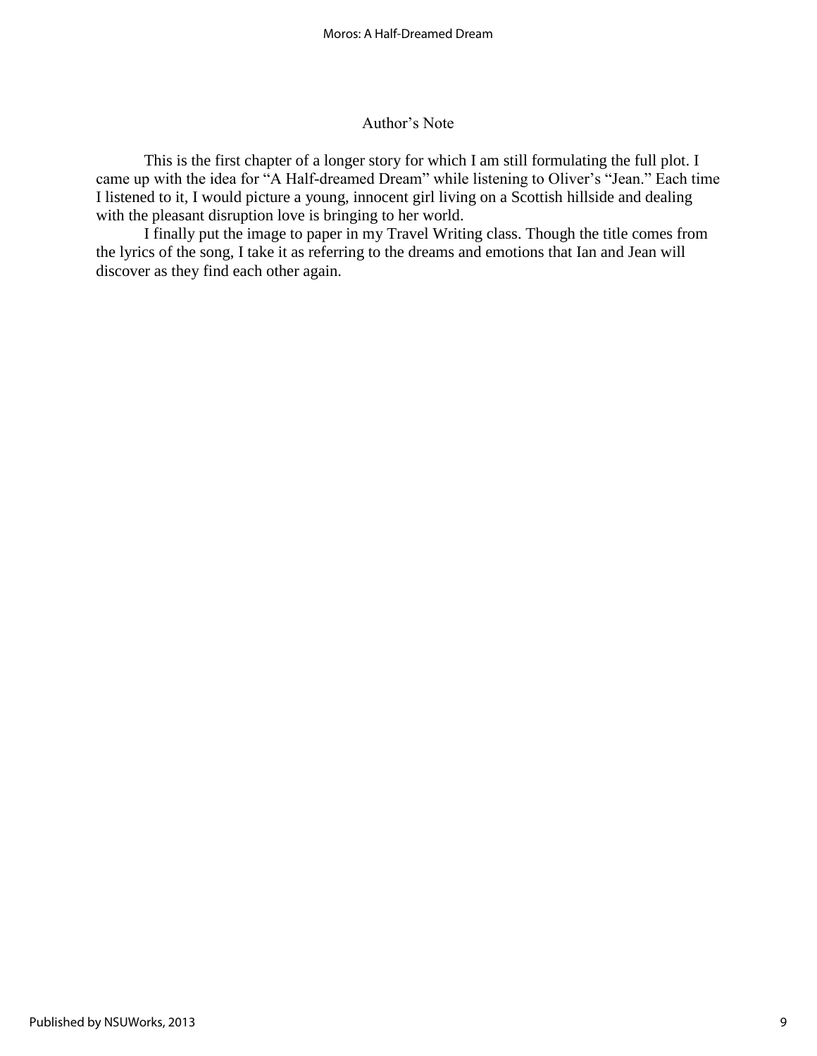## Author's Note

This is the first chapter of a longer story for which I am still formulating the full plot. I came up with the idea for "A Half-dreamed Dream" while listening to Oliver's "Jean." Each time I listened to it, I would picture a young, innocent girl living on a Scottish hillside and dealing with the pleasant disruption love is bringing to her world.

I finally put the image to paper in my Travel Writing class. Though the title comes from the lyrics of the song, I take it as referring to the dreams and emotions that Ian and Jean will discover as they find each other again.